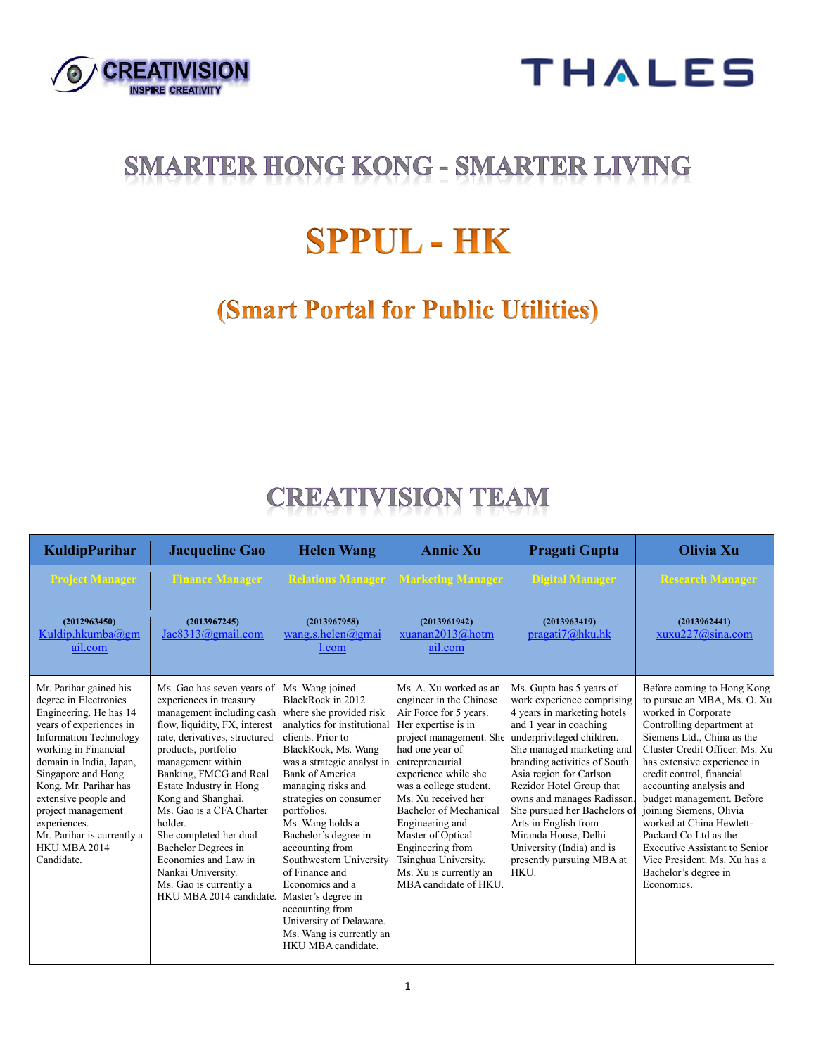CREATIVISION
INSPIRE CREATIVITY

THALES

# SMARTER HONG KONG - SMARTER LIVING

# SPPUL - HK

## (Smart Portal for Public Utilities)

# CREATIVISION TEAM

| KuldipParihar | Jacqueline Gao | Helen Wang | Annie Xu | Pragati Gupta | Olivia Xu |
|---|---|---|---|---|---|
| Project Manager | Finance Manager | Relations Manager | Marketing Manager | Digital Manager | Research Manager |
| (2012963450) Kuldip.hkumba@gmail.com | (2013967245) Jac8313@gmail.com | (2013967958) wang.s.helen@gmail.com | (2013961942) xuanan2013@hotmail.com | (2013963419) pragati7@hku.hk | (2013962441) xuxu227@sina.com |
| Mr. Parihar gained his degree in Electronics Engineering. He has 14 years of experiences in Information Technology working in Financial domain in India, Japan, Singapore and Hong Kong. Mr. Parihar has extensive people and project management experiences. Mr. Parihar is currently a HKU MBA 2014 Candidate. | Ms. Gao has seven years of experiences in treasury management including cash flow, liquidity, FX, interest rate, derivatives, structured products, portfolio management within Banking, FMCG and Real Estate Industry in Hong Kong and Shanghai. Ms. Gao is a CFA Charter holder. She completed her dual Bachelor Degrees in Economics and Law in Nankai University. Ms. Gao is currently a HKU MBA 2014 candidate. | Ms. Wang joined BlackRock in 2012 where she provided risk analytics for institutional clients. Prior to BlackRock, Ms. Wang was a strategic analyst in Bank of America managing risks and strategies on consumer portfolios. Ms. Wang holds a Bachelor's degree in accounting from Southwestern University of Finance and Economics and a Master's degree in accounting from University of Delaware. Ms. Wang is currently an HKU MBA candidate. | Ms. A. Xu worked as an engineer in the Chinese Air Force for 5 years. Her expertise is in project management. She had one year of entrepreneurial experience while she was a college student. Ms. Xu received her Bachelor of Mechanical Engineering and Master of Optical Engineering from Tsinghua University. Ms. Xu is currently an MBA candidate of HKU. | Ms. Gupta has 5 years of work experience comprising 4 years in marketing hotels and 1 year in coaching underprivileged children. She managed marketing and branding activities of South Asia region for Carlson Rezidor Hotel Group that owns and manages Radisson. She pursued her Bachelors of Arts in English from Miranda House, Delhi University (India) and is presently pursuing MBA at HKU. | Before coming to Hong Kong to pursue an MBA, Ms. O. Xu worked in Corporate Controlling department at Siemens Ltd., China as the Cluster Credit Officer. Ms. Xu has extensive experience in credit control, financial accounting analysis and budget management. Before joining Siemens, Olivia worked at China Hewlett-Packard Co Ltd as the Executive Assistant to Senior Vice President. Ms. Xu has a Bachelor's degree in Economics. |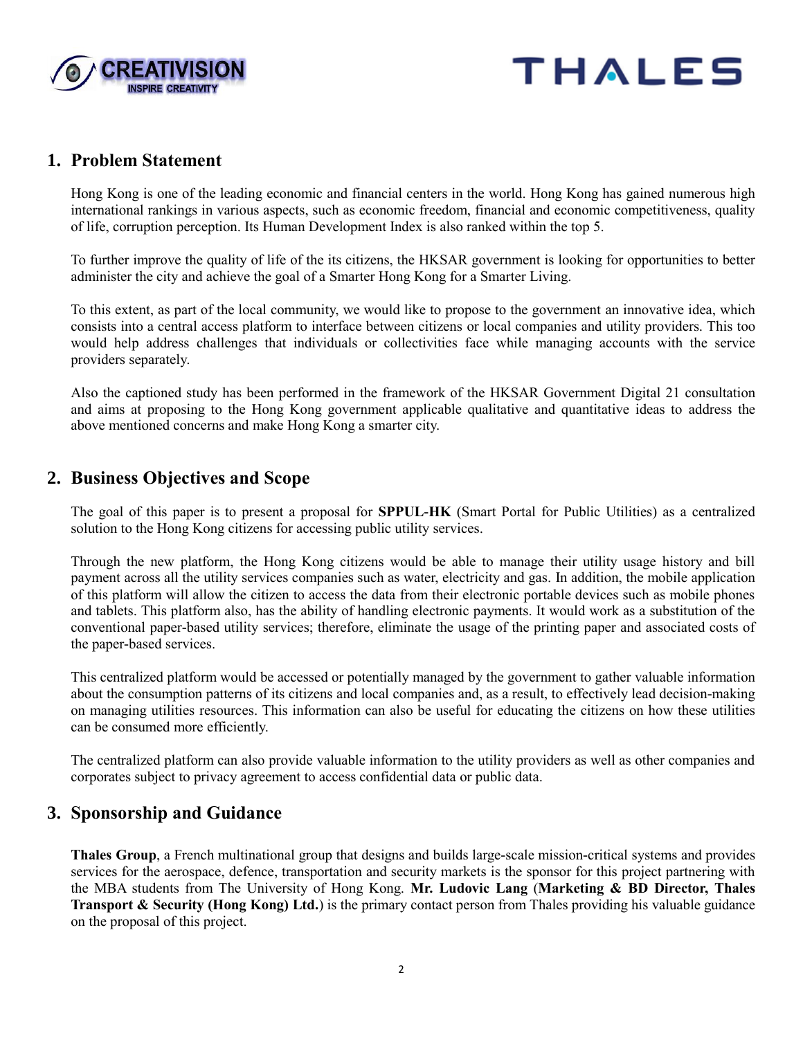## 1. Problem Statement

Hong Kong is one of the leading economic and financial centers in the world. Hong Kong has gained numerous high international rankings in various aspects, such as economic freedom, financial and economic competitiveness, quality of life, corruption perception. Its Human Development Index is also ranked within the top 5.

To further improve the quality of life of the its citizens, the HKSAR government is looking for opportunities to better administer the city and achieve the goal of a Smarter Hong Kong for a Smarter Living.

To this extent, as part of the local community, we would like to propose to the government an innovative idea, which consists into a central access platform to interface between citizens or local companies and utility providers. This too would help address challenges that individuals or collectivities face while managing accounts with the service providers separately.

Also the captioned study has been performed in the framework of the HKSAR Government Digital 21 consultation and aims at proposing to the Hong Kong government applicable qualitative and quantitative ideas to address the above mentioned concerns and make Hong Kong a smarter city.

## 2. Business Objectives and Scope

The goal of this paper is to present a proposal for **SPPUL-HK** (Smart Portal for Public Utilities) as a centralized solution to the Hong Kong citizens for accessing public utility services.

Through the new platform, the Hong Kong citizens would be able to manage their utility usage history and bill payment across all the utility services companies such as water, electricity and gas. In addition, the mobile application of this platform will allow the citizen to access the data from their electronic portable devices such as mobile phones and tablets. This platform also, has the ability of handling electronic payments. It would work as a substitution of the conventional paper-based utility services; therefore, eliminate the usage of the printing paper and associated costs of the paper-based services.

This centralized platform would be accessed or potentially managed by the government to gather valuable information about the consumption patterns of its citizens and local companies and, as a result, to effectively lead decision-making on managing utilities resources. This information can also be useful for educating the citizens on how these utilities can be consumed more efficiently.

The centralized platform can also provide valuable information to the utility providers as well as other companies and corporates subject to privacy agreement to access confidential data or public data.

## 3. Sponsorship and Guidance

**Thales Group**, a French multinational group that designs and builds large-scale mission-critical systems and provides services for the aerospace, defence, transportation and security markets is the sponsor for this project partnering with the MBA students from The University of Hong Kong. **Mr. Ludovic Lang** (**Marketing & BD Director, Thales Transport & Security (Hong Kong) Ltd.**) is the primary contact person from Thales providing his valuable guidance on the proposal of this project.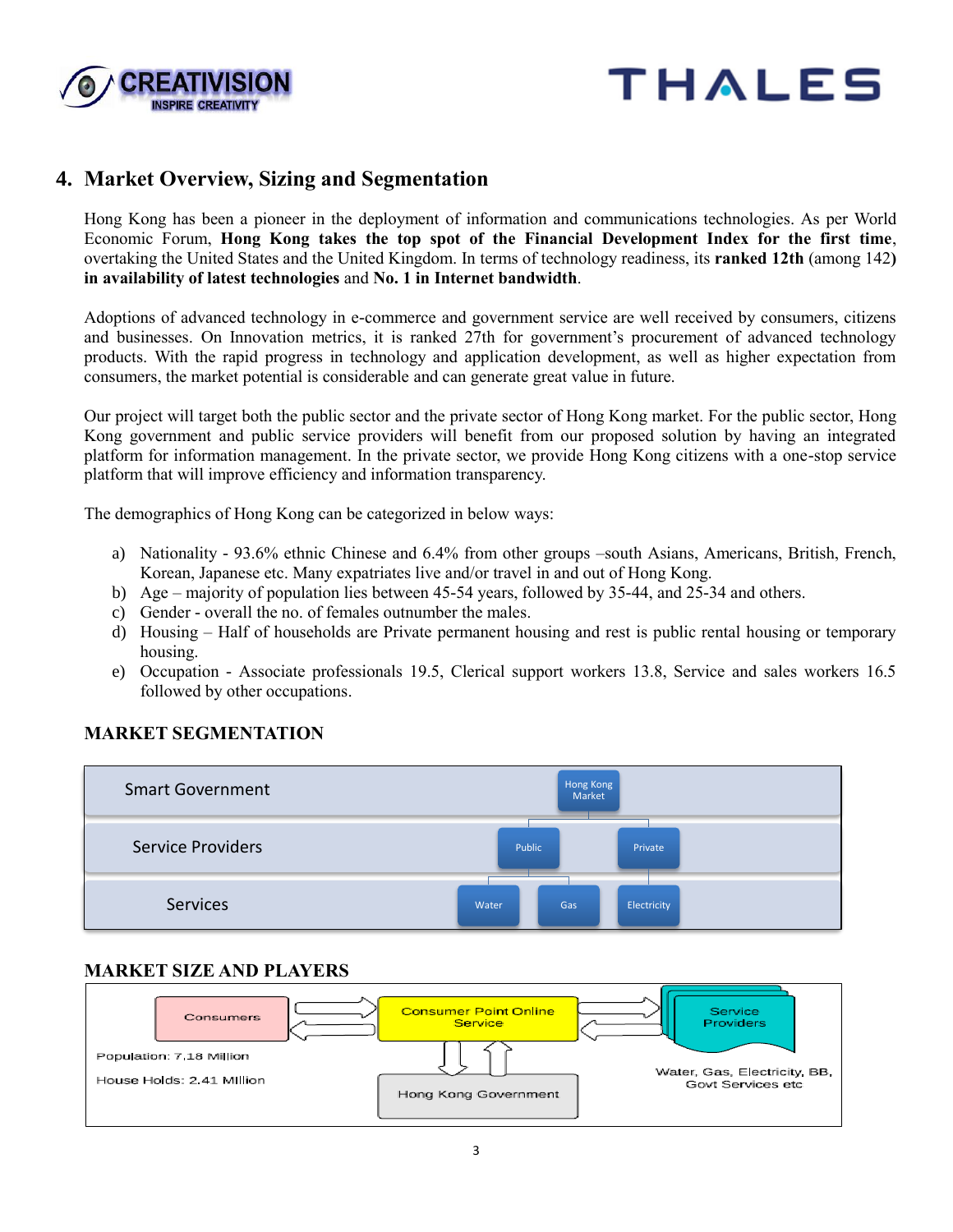## 4. Market Overview, Sizing and Segmentation

Hong Kong has been a pioneer in the deployment of information and communications technologies. As per World Economic Forum, **Hong Kong takes the top spot of the Financial Development Index for the first time**, overtaking the United States and the United Kingdom. In terms of technology readiness, its **ranked 12th** (among 142**) in availability of latest technologies** and **No. 1 in Internet bandwidth**.

Adoptions of advanced technology in e-commerce and government service are well received by consumers, citizens and businesses. On Innovation metrics, it is ranked 27th for government's procurement of advanced technology products. With the rapid progress in technology and application development, as well as higher expectation from consumers, the market potential is considerable and can generate great value in future.

Our project will target both the public sector and the private sector of Hong Kong market. For the public sector, Hong Kong government and public service providers will benefit from our proposed solution by having an integrated platform for information management. In the private sector, we provide Hong Kong citizens with a one-stop service platform that will improve efficiency and information transparency.

The demographics of Hong Kong can be categorized in below ways:

a) Nationality - 93.6% ethnic Chinese and 6.4% from other groups –south Asians, Americans, British, French, Korean, Japanese etc. Many expatriates live and/or travel in and out of Hong Kong.
b) Age – majority of population lies between 45-54 years, followed by 35-44, and 25-34 and others.
c) Gender - overall the no. of females outnumber the males.
d) Housing – Half of households are Private permanent housing and rest is public rental housing or temporary housing.
e) Occupation - Associate professionals 19.5, Clerical support workers 13.8, Service and sales workers 16.5 followed by other occupations.

### MARKET SEGMENTATION

| Level | Segments |
|---|---|
| Smart Government | Hong Kong Market |
| Service Providers | Public, Private |
| Services | Water, Gas, Electricity |

### MARKET SIZE AND PLAYERS

Consumers ⇄ Consumer Point Online Service ⇄ Service Providers

Consumer Point Online Service ⇅ Hong Kong Government

Population: 7.18 Million

House Holds: 2.41 Million

Water, Gas, Electricity, BB, Govt Services etc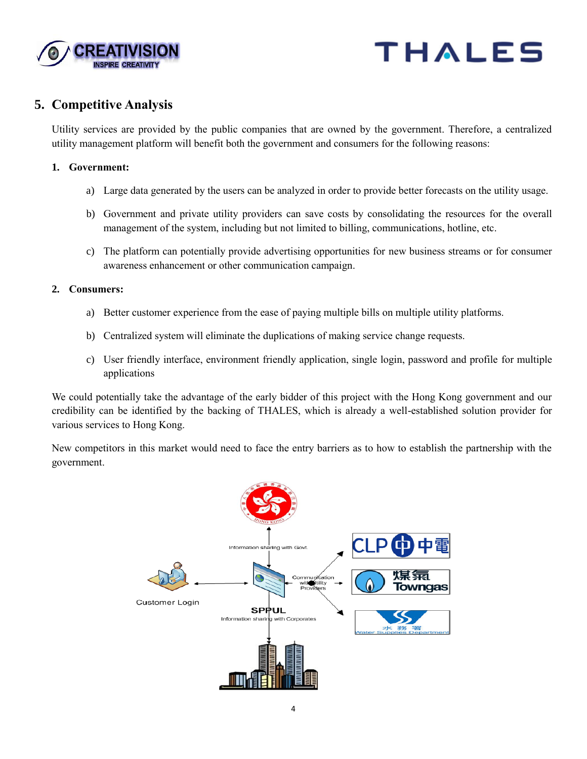## 5. Competitive Analysis

Utility services are provided by the public companies that are owned by the government. Therefore, a centralized utility management platform will benefit both the government and consumers for the following reasons:

**1. Government:**

a) Large data generated by the users can be analyzed in order to provide better forecasts on the utility usage.

b) Government and private utility providers can save costs by consolidating the resources for the overall management of the system, including but not limited to billing, communications, hotline, etc.

c) The platform can potentially provide advertising opportunities for new business streams or for consumer awareness enhancement or other communication campaign.

**2. Consumers:**

a) Better customer experience from the ease of paying multiple bills on multiple utility platforms.

b) Centralized system will eliminate the duplications of making service change requests.

c) User friendly interface, environment friendly application, single login, password and profile for multiple applications

We could potentially take the advantage of the early bidder of this project with the Hong Kong government and our credibility can be identified by the backing of THALES, which is already a well-established solution provider for various services to Hong Kong.

New competitors in this market would need to face the entry barriers as to how to establish the partnership with the government.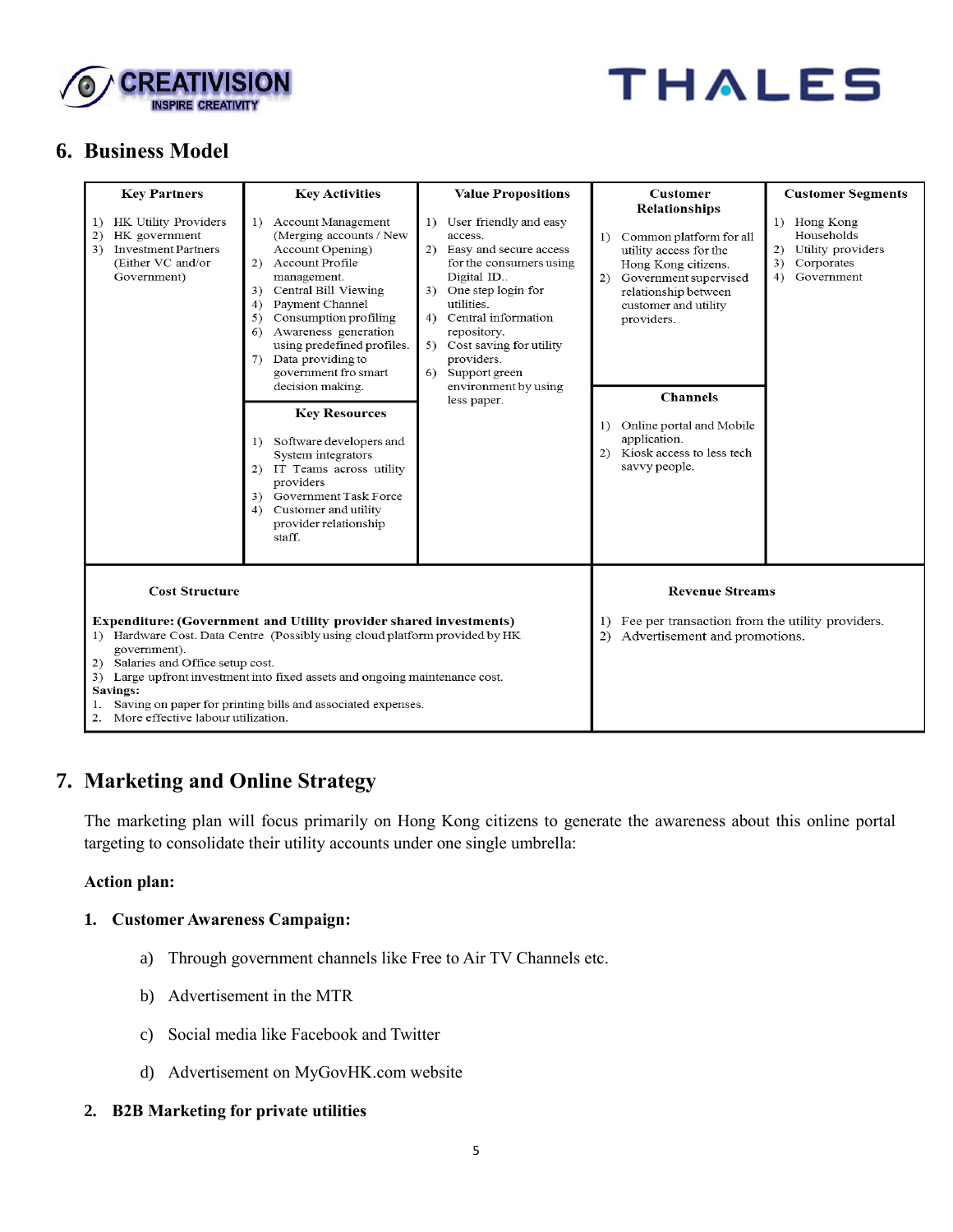## 6. Business Model

| Key Partners | Key Activities | Value Propositions | Customer Relationships | Customer Segments |
|---|---|---|---|---|
| 1) HK Utility Providers<br>2) HK government<br>3) Investment Partners (Either VC and/or Government) | 1) Account Management (Merging accounts / New Account Opening)<br>2) Account Profile management.<br>3) Central Bill Viewing<br>4) Payment Channel<br>5) Consumption profiling<br>6) Awareness generation using predefined profiles.<br>7) Data providing to government fro smart decision making. | 1) User friendly and easy access.<br>2) Easy and secure access for the consumers using Digital ID..<br>3) One step login for utilities.<br>4) Central information repository.<br>5) Cost saving for utility providers.<br>6) Support green environment by using less paper. | 1) Common platform for all utility access for the Hong Kong citizens.<br>2) Government supervised relationship between customer and utility providers. | 1) Hong Kong Households<br>2) Utility providers<br>3) Corporates<br>4) Government |
| | **Key Resources**<br>1) Software developers and System integrators<br>2) IT Teams across utility providers<br>3) Government Task Force<br>4) Customer and utility provider relationship staff. | | **Channels**<br>1) Online portal and Mobile application.<br>2) Kiosk access to less tech savvy people. | |

| Cost Structure | Revenue Streams |
|---|---|
| **Expenditure: (Government and Utility provider shared investments)**<br>1) Hardware Cost. Data Centre (Possibly using cloud platform provided by HK government).<br>2) Salaries and Office setup cost.<br>3) Large upfront investment into fixed assets and ongoing maintenance cost.<br>**Savings:**<br>1. Saving on paper for printing bills and associated expenses.<br>2. More effective labour utilization. | 1) Fee per transaction from the utility providers.<br>2) Advertisement and promotions. |

## 7. Marketing and Online Strategy

The marketing plan will focus primarily on Hong Kong citizens to generate the awareness about this online portal targeting to consolidate their utility accounts under one single umbrella:

**Action plan:**

1. **Customer Awareness Campaign:**

    a) Through government channels like Free to Air TV Channels etc.

    b) Advertisement in the MTR

    c) Social media like Facebook and Twitter

    d) Advertisement on MyGovHK.com website

2. **B2B Marketing for private utilities**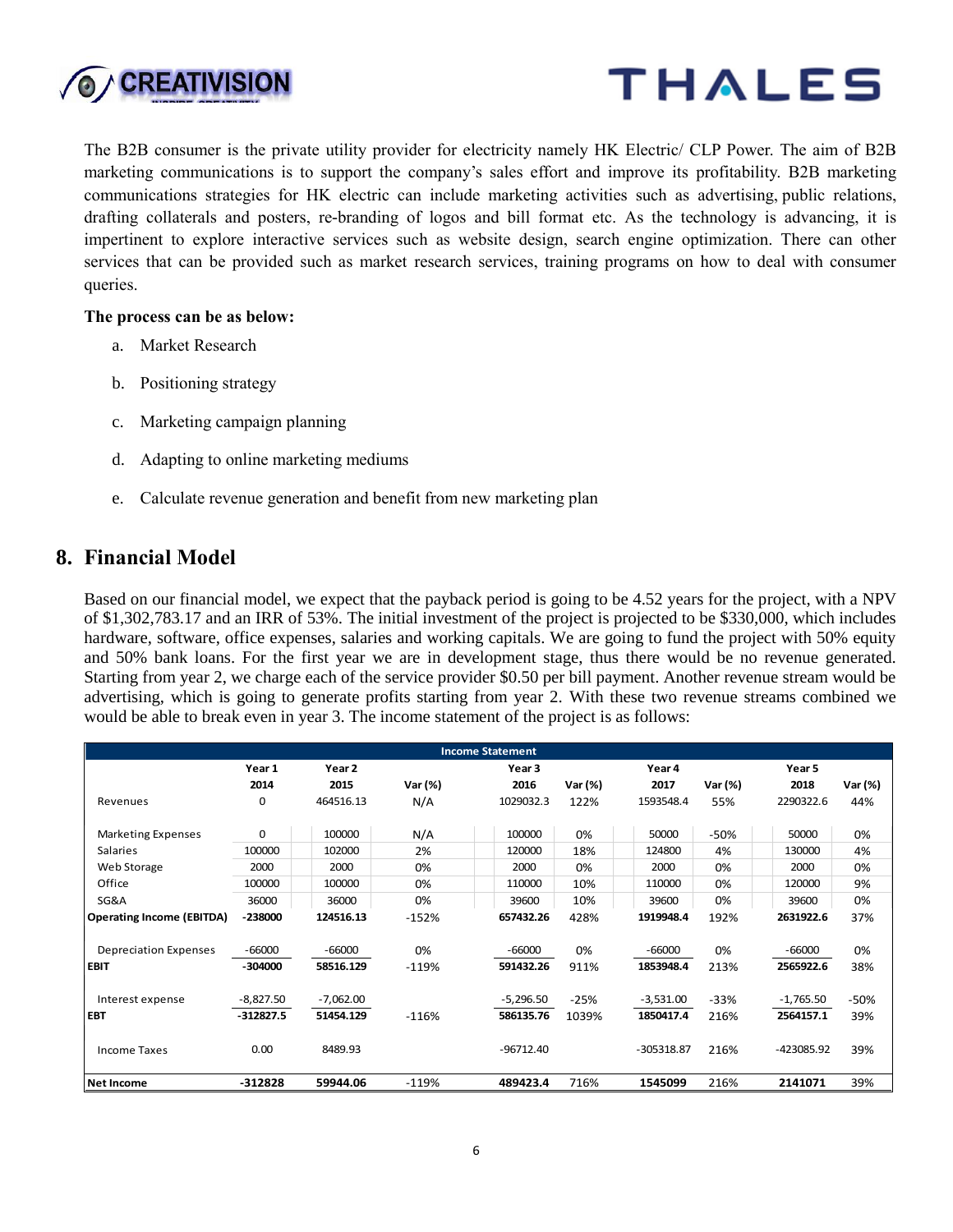The B2B consumer is the private utility provider for electricity namely HK Electric/ CLP Power. The aim of B2B marketing communications is to support the company's sales effort and improve its profitability. B2B marketing communications strategies for HK electric can include marketing activities such as advertising, public relations, drafting collaterals and posters, re-branding of logos and bill format etc. As the technology is advancing, it is impertinent to explore interactive services such as website design, search engine optimization. There can other services that can be provided such as market research services, training programs on how to deal with consumer queries.

**The process can be as below:**

a. Market Research

b. Positioning strategy

c. Marketing campaign planning

d. Adapting to online marketing mediums

e. Calculate revenue generation and benefit from new marketing plan

## 8. Financial Model

Based on our financial model, we expect that the payback period is going to be 4.52 years for the project, with a NPV of $1,302,783.17 and an IRR of 53%. The initial investment of the project is projected to be $330,000, which includes hardware, software, office expenses, salaries and working capitals. We are going to fund the project with 50% equity and 50% bank loans. For the first year we are in development stage, thus there would be no revenue generated. Starting from year 2, we charge each of the service provider $0.50 per bill payment. Another revenue stream would be advertising, which is going to generate profits starting from year 2. With these two revenue streams combined we would be able to break even in year 3. The income statement of the project is as follows:

| Income Statement | | | | | | | | | |
|---|---|---|---|---|---|---|---|---|---|
| | Year 1 | Year 2 | | Year 3 | | Year 4 | | Year 5 | |
| | 2014 | 2015 | Var (%) | 2016 | Var (%) | 2017 | Var (%) | 2018 | Var (%) |
| Revenues | 0 | 464516.13 | N/A | 1029032.3 | 122% | 1593548.4 | 55% | 2290322.6 | 44% |
| Marketing Expenses | 0 | 100000 | N/A | 100000 | 0% | 50000 | -50% | 50000 | 0% |
| Salaries | 100000 | 102000 | 2% | 120000 | 18% | 124800 | 4% | 130000 | 4% |
| Web Storage | 2000 | 2000 | 0% | 2000 | 0% | 2000 | 0% | 2000 | 0% |
| Office | 100000 | 100000 | 0% | 110000 | 10% | 110000 | 0% | 120000 | 9% |
| SG&A | 36000 | 36000 | 0% | 39600 | 10% | 39600 | 0% | 39600 | 0% |
| **Operating Income (EBITDA)** | **-238000** | **124516.13** | -152% | **657432.26** | 428% | **1919948.4** | 192% | **2631922.6** | 37% |
| Depreciation Expenses | -66000 | -66000 | 0% | -66000 | 0% | -66000 | 0% | -66000 | 0% |
| **EBIT** | **-304000** | **58516.129** | -119% | **591432.26** | 911% | **1853948.4** | 213% | **2565922.6** | 38% |
| Interest expense | -8,827.50 | -7,062.00 | | -5,296.50 | -25% | -3,531.00 | -33% | -1,765.50 | -50% |
| **EBT** | **-312827.5** | **51454.129** | -116% | **586135.76** | 1039% | **1850417.4** | 216% | **2564157.1** | 39% |
| Income Taxes | 0.00 | 8489.93 | | -96712.40 | | -305318.87 | 216% | -423085.92 | 39% |
| **Net Income** | **-312828** | **59944.06** | -119% | **489423.4** | 716% | **1545099** | 216% | **2141071** | 39% |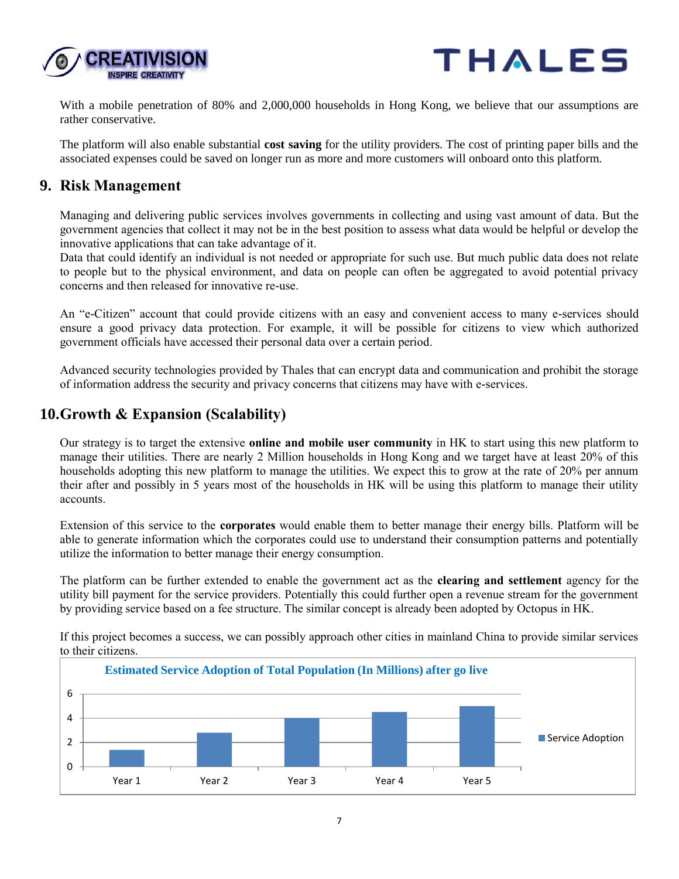With a mobile penetration of 80% and 2,000,000 households in Hong Kong, we believe that our assumptions are rather conservative.

The platform will also enable substantial **cost saving** for the utility providers. The cost of printing paper bills and the associated expenses could be saved on longer run as more and more customers will onboard onto this platform.

## 9. Risk Management

Managing and delivering public services involves governments in collecting and using vast amount of data. But the government agencies that collect it may not be in the best position to assess what data would be helpful or develop the innovative applications that can take advantage of it.
Data that could identify an individual is not needed or appropriate for such use. But much public data does not relate to people but to the physical environment, and data on people can often be aggregated to avoid potential privacy concerns and then released for innovative re-use.

An "e-Citizen" account that could provide citizens with an easy and convenient access to many e-services should ensure a good privacy data protection. For example, it will be possible for citizens to view which authorized government officials have accessed their personal data over a certain period.

Advanced security technologies provided by Thales that can encrypt data and communication and prohibit the storage of information address the security and privacy concerns that citizens may have with e-services.

## 10. Growth & Expansion (Scalability)

Our strategy is to target the extensive **online and mobile user community** in HK to start using this new platform to manage their utilities. There are nearly 2 Million households in Hong Kong and we target have at least 20% of this households adopting this new platform to manage the utilities. We expect this to grow at the rate of 20% per annum their after and possibly in 5 years most of the households in HK will be using this platform to manage their utility accounts.

Extension of this service to the **corporates** would enable them to better manage their energy bills. Platform will be able to generate information which the corporates could use to understand their consumption patterns and potentially utilize the information to better manage their energy consumption.

The platform can be further extended to enable the government act as the **clearing and settlement** agency for the utility bill payment for the service providers. Potentially this could further open a revenue stream for the government by providing service based on a fee structure. The similar concept is already been adopted by Octopus in HK.

If this project becomes a success, we can possibly approach other cities in mainland China to provide similar services to their citizens.

Estimated Service Adoption of Total Population (In Millions) after go live

6
4
2
0

Year 1
Year 2
Year 3
Year 4
Year 5

Service Adoption